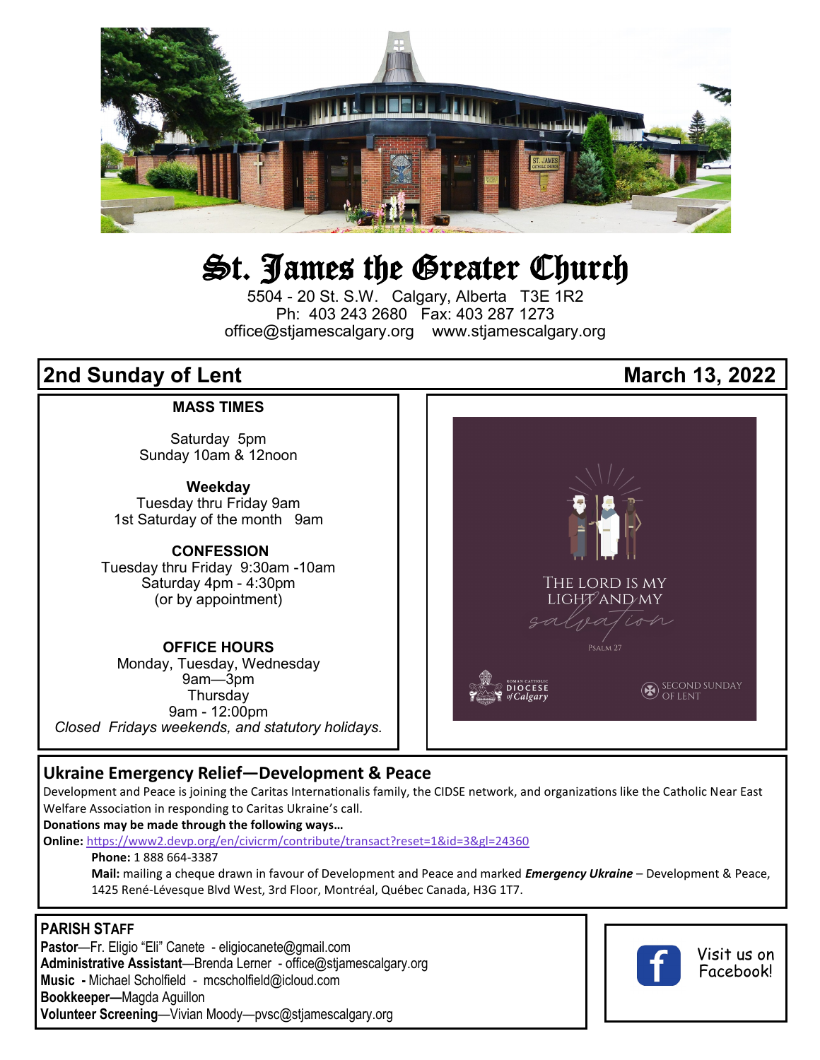// St. James the Greater Church

5504 - 20 St. S.W. Calgary, Alberta T3E 1R2
Ph: 403 243 2680 Fax: 403 287 1273
office@stjamescalgary.org www.stjamescalgary.org

## 2nd Sunday of Lent — March 13, 2022

### MASS TIMES

Saturday 5pm
Sunday 10am & 12noon

**Weekday**
Tuesday thru Friday 9am
1st Saturday of the month 9am

**CONFESSION**
Tuesday thru Friday 9:30am -10am
Saturday 4pm - 4:30pm
(or by appointment)

**OFFICE HOURS**
Monday, Tuesday, Wednesday
9am—3pm
Thursday
9am - 12:00pm
*Closed Fridays weekends, and statutory holidays.*

THE LORD IS MY LIGHT AND MY salvation
PSALM 27

ROMAN CATHOLIC DIOCESE of Calgary — SECOND SUNDAY OF LENT

## Ukraine Emergency Relief—Development & Peace

Development and Peace is joining the Caritas Internationalis family, the CIDSE network, and organizations like the Catholic Near East Welfare Association in responding to Caritas Ukraine's call.

**Donations may be made through the following ways…**

**Online:** https://www2.devp.org/en/civicrm/contribute/transact?reset=1&id=3&gl=24360

**Phone:** 1 888 664-3387

**Mail:** mailing a cheque drawn in favour of Development and Peace and marked ***Emergency Ukraine*** – Development & Peace, 1425 René-Lévesque Blvd West, 3rd Floor, Montréal, Québec Canada, H3G 1T7.

### PARISH STAFF

**Pastor**—Fr. Eligio "Eli" Canete - eligiocanete@gmail.com
**Administrative Assistant**—Brenda Lerner - office@stjamescalgary.org
**Music** - Michael Scholfield - mcscholfield@icloud.com
**Bookkeeper—**Magda Aguillon
**Volunteer Screening**—Vivian Moody—pvsc@stjamescalgary.org

Visit us on Facebook!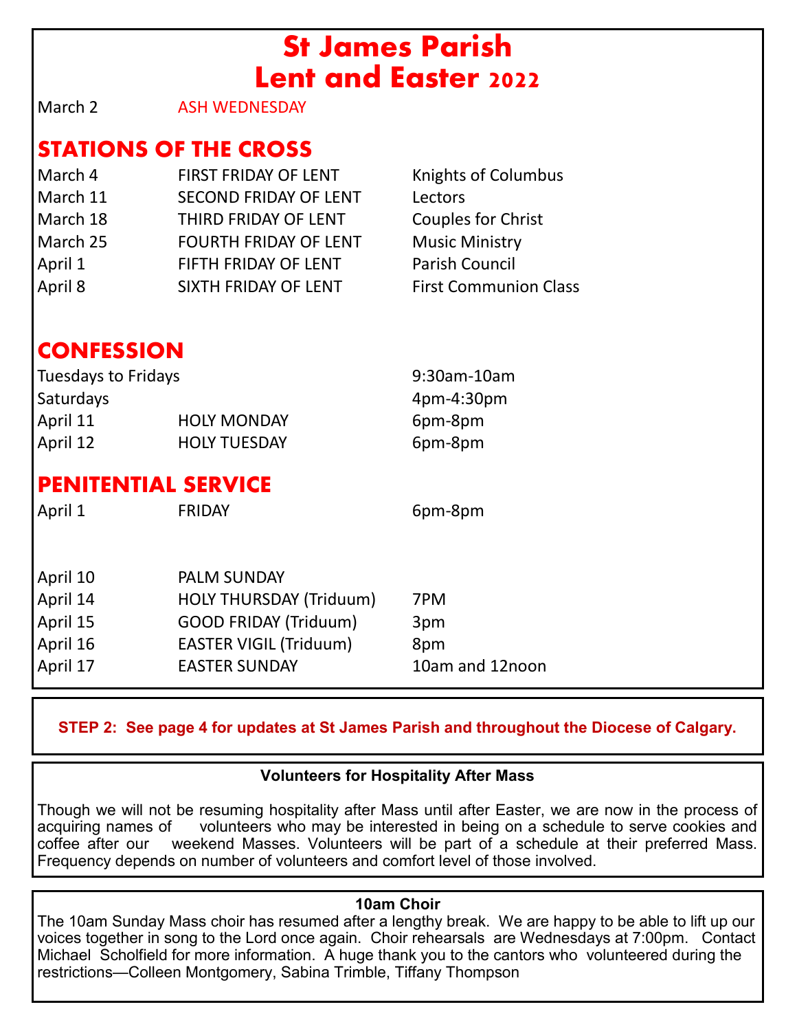# St James Parish
# Lent and Easter 2022

| | | |
|---|---|---|
| March 2 | ASH WEDNESDAY | |

## STATIONS OF THE CROSS

| | | |
|---|---|---|
| March 4 | FIRST FRIDAY OF LENT | Knights of Columbus |
| March 11 | SECOND FRIDAY OF LENT | Lectors |
| March 18 | THIRD FRIDAY OF LENT | Couples for Christ |
| March 25 | FOURTH FRIDAY OF LENT | Music Ministry |
| April 1 | FIFTH FRIDAY OF LENT | Parish Council |
| April 8 | SIXTH FRIDAY OF LENT | First Communion Class |

## CONFESSION

| | | |
|---|---|---|
| Tuesdays to Fridays | | 9:30am-10am |
| Saturdays | | 4pm-4:30pm |
| April 11 | HOLY MONDAY | 6pm-8pm |
| April 12 | HOLY TUESDAY | 6pm-8pm |

## PENITENTIAL SERVICE

| | | |
|---|---|---|
| April 1 | FRIDAY | 6pm-8pm |

| | | |
|---|---|---|
| April 10 | PALM SUNDAY | |
| April 14 | HOLY THURSDAY (Triduum) | 7PM |
| April 15 | GOOD FRIDAY (Triduum) | 3pm |
| April 16 | EASTER VIGIL (Triduum) | 8pm |
| April 17 | EASTER SUNDAY | 10am and 12noon |

**STEP 2: See page 4 for updates at St James Parish and throughout the Diocese of Calgary.**

### Volunteers for Hospitality After Mass

Though we will not be resuming hospitality after Mass until after Easter, we are now in the process of acquiring names of volunteers who may be interested in being on a schedule to serve cookies and coffee after our weekend Masses. Volunteers will be part of a schedule at their preferred Mass. Frequency depends on number of volunteers and comfort level of those involved.

### 10am Choir

The 10am Sunday Mass choir has resumed after a lengthy break. We are happy to be able to lift up our voices together in song to the Lord once again. Choir rehearsals are Wednesdays at 7:00pm. Contact Michael Scholfield for more information. A huge thank you to the cantors who volunteered during the restrictions—Colleen Montgomery, Sabina Trimble, Tiffany Thompson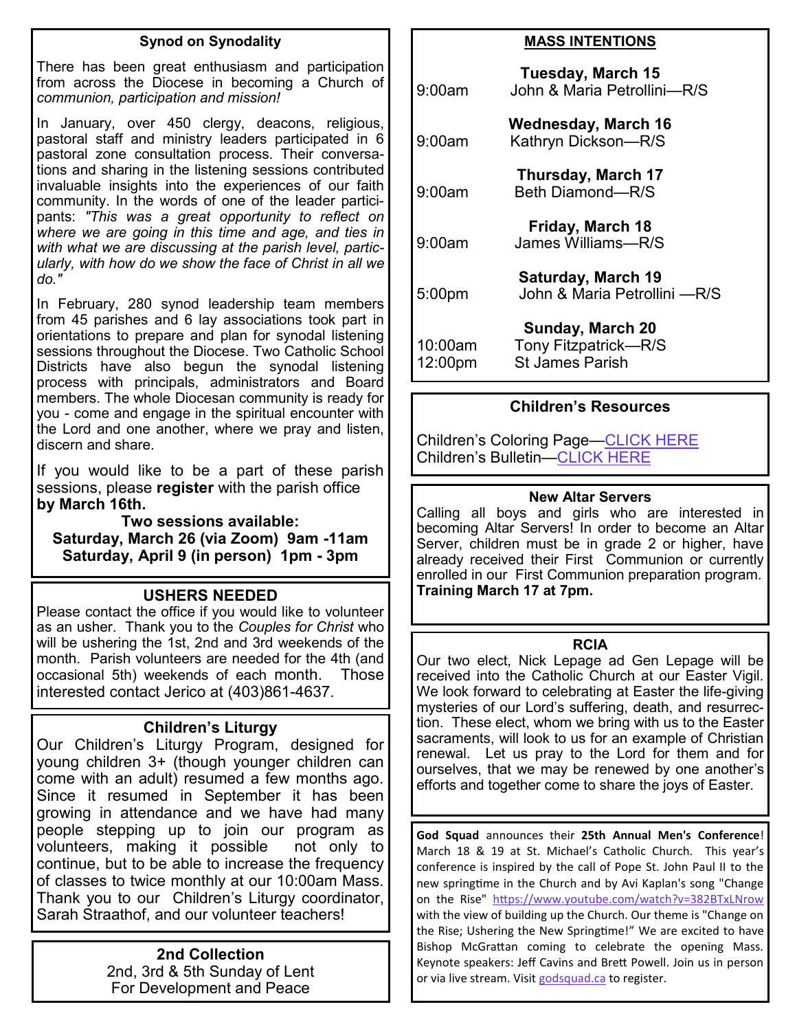## Synod on Synodality

There has been great enthusiasm and participation from across the Diocese in becoming a Church of *communion, participation and mission!*

In January, over 450 clergy, deacons, religious, pastoral staff and ministry leaders participated in 6 pastoral zone consultation process. Their conversations and sharing in the listening sessions contributed invaluable insights into the experiences of our faith community. In the words of one of the leader participants: *"This was a great opportunity to reflect on where we are going in this time and age, and ties in with what we are discussing at the parish level, particularly, with how do we show the face of Christ in all we do."*

In February, 280 synod leadership team members from 45 parishes and 6 lay associations took part in orientations to prepare and plan for synodal listening sessions throughout the Diocese. Two Catholic School Districts have also begun the synodal listening process with principals, administrators and Board members. The whole Diocesan community is ready for you - come and engage in the spiritual encounter with the Lord and one another, where we pray and listen, discern and share.

If you would like to be a part of these parish sessions, please **register** with the parish office **by March 16th.**

**Two sessions available:**
**Saturday, March 26 (via Zoom) 9am -11am**
**Saturday, April 9 (in person) 1pm - 3pm**

## USHERS NEEDED

Please contact the office if you would like to volunteer as an usher. Thank you to the *Couples for Christ* who will be ushering the 1st, 2nd and 3rd weekends of the month. Parish volunteers are needed for the 4th (and occasional 5th) weekends of each month. Those interested contact Jerico at (403)861-4637.

## Children's Liturgy

Our Children's Liturgy Program, designed for young children 3+ (though younger children can come with an adult) resumed a few months ago. Since it resumed in September it has been growing in attendance and we have had many people stepping up to join our program as volunteers, making it possible not only to continue, but to be able to increase the frequency of classes to twice monthly at our 10:00am Mass. Thank you to our Children's Liturgy coordinator, Sarah Straathof, and our volunteer teachers!

## 2nd Collection

2nd, 3rd & 5th Sunday of Lent
For Development and Peace

## MASS INTENTIONS

**Tuesday, March 15**
9:00am John & Maria Petrollini—R/S

**Wednesday, March 16**
9:00am Kathryn Dickson—R/S

**Thursday, March 17**
9:00am Beth Diamond—R/S

**Friday, March 18**
9:00am James Williams—R/S

**Saturday, March 19**
5:00pm John & Maria Petrollini —R/S

**Sunday, March 20**
10:00am Tony Fitzpatrick—R/S
12:00pm St James Parish

## Children's Resources

Children's Coloring Page—CLICK HERE
Children's Bulletin—CLICK HERE

## New Altar Servers

Calling all boys and girls who are interested in becoming Altar Servers! In order to become an Altar Server, children must be in grade 2 or higher, have already received their First Communion or currently enrolled in our First Communion preparation program. **Training March 17 at 7pm.**

## RCIA

Our two elect, Nick Lepage ad Gen Lepage will be received into the Catholic Church at our Easter Vigil. We look forward to celebrating at Easter the life-giving mysteries of our Lord's suffering, death, and resurrection. These elect, whom we bring with us to the Easter sacraments, will look to us for an example of Christian renewal. Let us pray to the Lord for them and for ourselves, that we may be renewed by one another's efforts and together come to share the joys of Easter.

**God Squad** announces their **25th Annual Men's Conference**! March 18 & 19 at St. Michael's Catholic Church. This year's conference is inspired by the call of Pope St. John Paul II to the new springtime in the Church and by Avi Kaplan's song "Change on the Rise" https://www.youtube.com/watch?v=382BTxLNrow with the view of building up the Church. Our theme is "Change on the Rise; Ushering the New Springtime!" We are excited to have Bishop McGrattan coming to celebrate the opening Mass. Keynote speakers: Jeff Cavins and Brett Powell. Join us in person or via live stream. Visit godsquad.ca to register.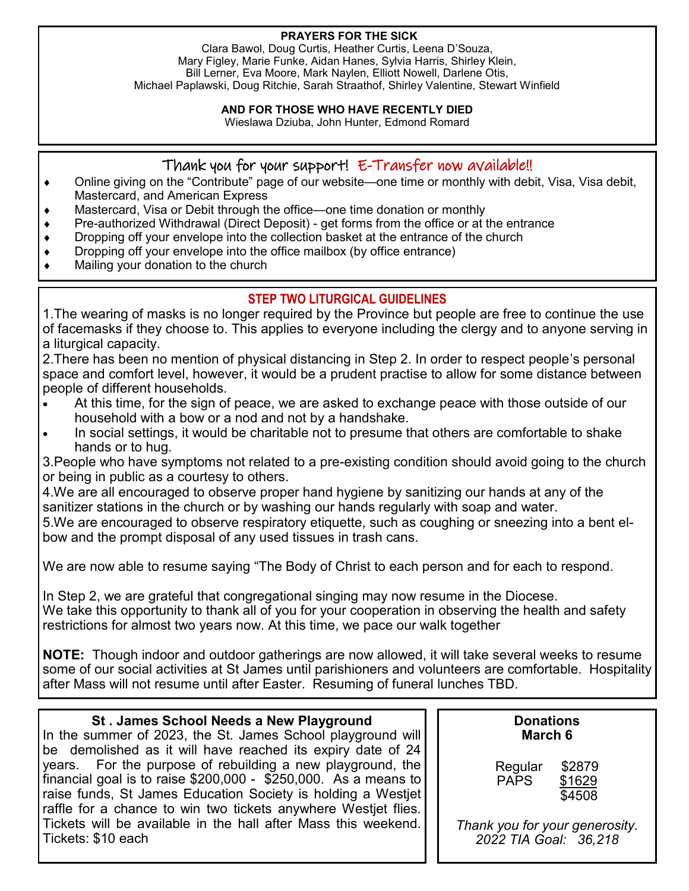**PRAYERS FOR THE SICK**

Clara Bawol, Doug Curtis, Heather Curtis, Leena D'Souza, Mary Figley, Marie Funke, Aidan Hanes, Sylvia Harris, Shirley Klein, Bill Lerner, Eva Moore, Mark Naylen, Elliott Nowell, Darlene Otis, Michael Paplawski, Doug Ritchie, Sarah Straathof, Shirley Valentine, Stewart Winfield

**AND FOR THOSE WHO HAVE RECENTLY DIED**

Wieslawa Dziuba, John Hunter, Edmond Romard

## Thank you for your support! E-Transfer now available!!

- Online giving on the "Contribute" page of our website—one time or monthly with debit, Visa, Visa debit, Mastercard, and American Express
- Mastercard, Visa or Debit through the office—one time donation or monthly
- Pre-authorized Withdrawal (Direct Deposit) - get forms from the office or at the entrance
- Dropping off your envelope into the collection basket at the entrance of the church
- Dropping off your envelope into the office mailbox (by office entrance)
- Mailing your donation to the church

## STEP TWO LITURGICAL GUIDELINES

1. The wearing of masks is no longer required by the Province but people are free to continue the use of facemasks if they choose to. This applies to everyone including the clergy and to anyone serving in a liturgical capacity.
2. There has been no mention of physical distancing in Step 2. In order to respect people's personal space and comfort level, however, it would be a prudent practise to allow for some distance between people of different households.
   - At this time, for the sign of peace, we are asked to exchange peace with those outside of our household with a bow or a nod and not by a handshake.
   - In social settings, it would be charitable not to presume that others are comfortable to shake hands or to hug.
3. People who have symptoms not related to a pre-existing condition should avoid going to the church or being in public as a courtesy to others.
4. We are all encouraged to observe proper hand hygiene by sanitizing our hands at any of the sanitizer stations in the church or by washing our hands regularly with soap and water.
5. We are encouraged to observe respiratory etiquette, such as coughing or sneezing into a bent elbow and the prompt disposal of any used tissues in trash cans.

We are now able to resume saying "The Body of Christ to each person and for each to respond.

In Step 2, we are grateful that congregational singing may now resume in the Diocese.
We take this opportunity to thank all of you for your cooperation in observing the health and safety restrictions for almost two years now. At this time, we pace our walk together

**NOTE:** Though indoor and outdoor gatherings are now allowed, it will take several weeks to resume some of our social activities at St James until parishioners and volunteers are comfortable. Hospitality after Mass will not resume until after Easter. Resuming of funeral lunches TBD.

### St . James School Needs a New Playground

In the summer of 2023, the St. James School playground will be demolished as it will have reached its expiry date of 24 years. For the purpose of rebuilding a new playground, the financial goal is to raise $200,000 - $250,000. As a means to raise funds, St James Education Society is holding a Westjet raffle for a chance to win two tickets anywhere Westjet flies. Tickets will be available in the hall after Mass this weekend. Tickets: $10 each

### Donations March 6

| | |
|---|---|
| Regular | $2879 |
| PAPS | $1629 |
| | $4508 |

*Thank you for your generosity.*
*2022 TIA Goal: 36,218*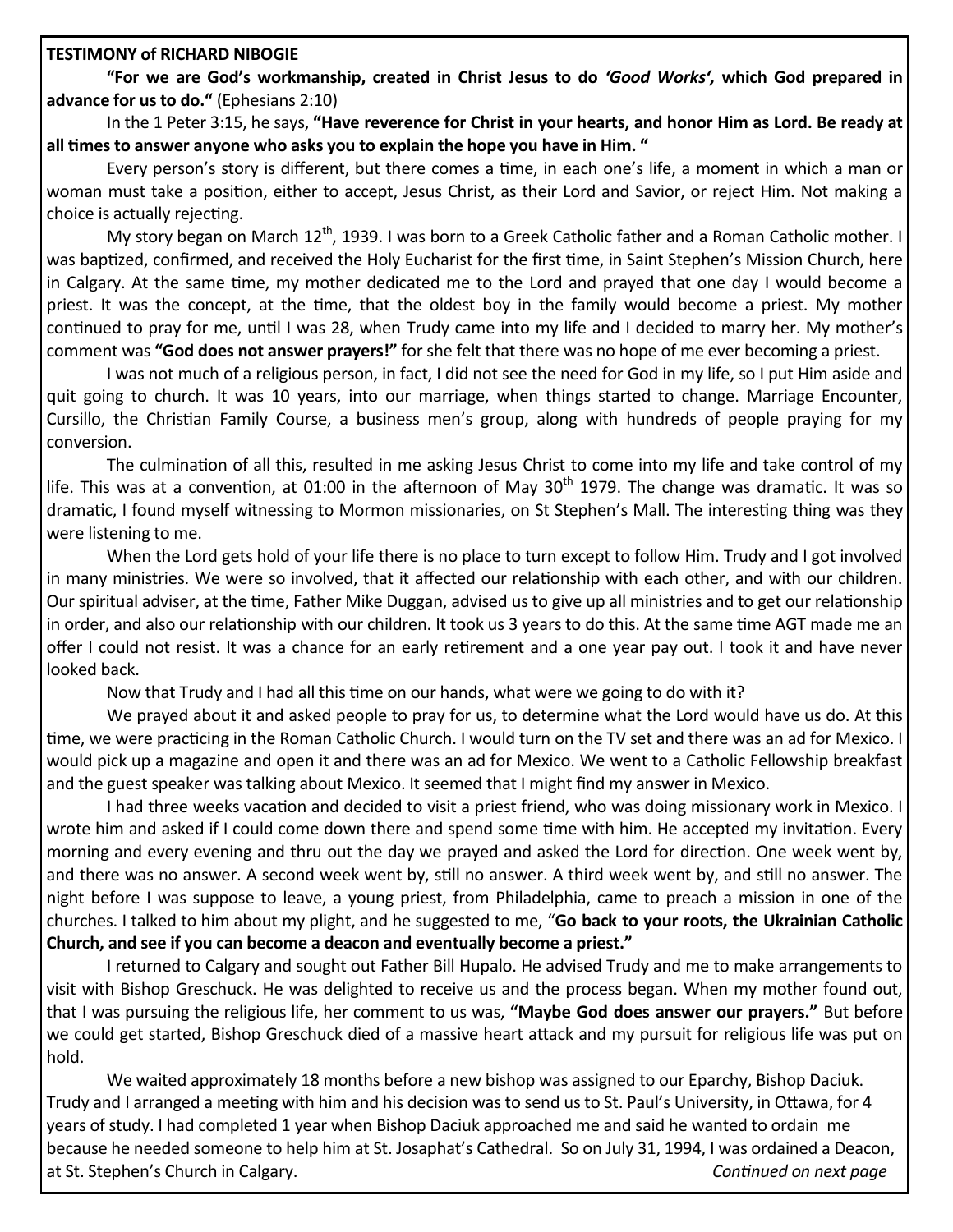**TESTIMONY of RICHARD NIBOGIE**

**"For we are God's workmanship, created in Christ Jesus to do *'Good Works',* which God prepared in advance for us to do."** (Ephesians 2:10)

In the 1 Peter 3:15, he says, **"Have reverence for Christ in your hearts, and honor Him as Lord. Be ready at all times to answer anyone who asks you to explain the hope you have in Him. "**

Every person's story is different, but there comes a time, in each one's life, a moment in which a man or woman must take a position, either to accept, Jesus Christ, as their Lord and Savior, or reject Him. Not making a choice is actually rejecting.

My story began on March 12th, 1939. I was born to a Greek Catholic father and a Roman Catholic mother. I was baptized, confirmed, and received the Holy Eucharist for the first time, in Saint Stephen's Mission Church, here in Calgary. At the same time, my mother dedicated me to the Lord and prayed that one day I would become a priest. It was the concept, at the time, that the oldest boy in the family would become a priest. My mother continued to pray for me, until I was 28, when Trudy came into my life and I decided to marry her. My mother's comment was **"God does not answer prayers!"** for she felt that there was no hope of me ever becoming a priest.

I was not much of a religious person, in fact, I did not see the need for God in my life, so I put Him aside and quit going to church. It was 10 years, into our marriage, when things started to change. Marriage Encounter, Cursillo, the Christian Family Course, a business men's group, along with hundreds of people praying for my conversion.

The culmination of all this, resulted in me asking Jesus Christ to come into my life and take control of my life. This was at a convention, at 01:00 in the afternoon of May 30th 1979. The change was dramatic. It was so dramatic, I found myself witnessing to Mormon missionaries, on St Stephen's Mall. The interesting thing was they were listening to me.

When the Lord gets hold of your life there is no place to turn except to follow Him. Trudy and I got involved in many ministries. We were so involved, that it affected our relationship with each other, and with our children. Our spiritual adviser, at the time, Father Mike Duggan, advised us to give up all ministries and to get our relationship in order, and also our relationship with our children. It took us 3 years to do this. At the same time AGT made me an offer I could not resist. It was a chance for an early retirement and a one year pay out. I took it and have never looked back.

Now that Trudy and I had all this time on our hands, what were we going to do with it?

We prayed about it and asked people to pray for us, to determine what the Lord would have us do. At this time, we were practicing in the Roman Catholic Church. I would turn on the TV set and there was an ad for Mexico. I would pick up a magazine and open it and there was an ad for Mexico. We went to a Catholic Fellowship breakfast and the guest speaker was talking about Mexico. It seemed that I might find my answer in Mexico.

I had three weeks vacation and decided to visit a priest friend, who was doing missionary work in Mexico. I wrote him and asked if I could come down there and spend some time with him. He accepted my invitation. Every morning and every evening and thru out the day we prayed and asked the Lord for direction. One week went by, and there was no answer. A second week went by, still no answer. A third week went by, and still no answer. The night before I was suppose to leave, a young priest, from Philadelphia, came to preach a mission in one of the churches. I talked to him about my plight, and he suggested to me, "**Go back to your roots, the Ukrainian Catholic Church, and see if you can become a deacon and eventually become a priest."**

I returned to Calgary and sought out Father Bill Hupalo. He advised Trudy and me to make arrangements to visit with Bishop Greschuck. He was delighted to receive us and the process began. When my mother found out, that I was pursuing the religious life, her comment to us was, **"Maybe God does answer our prayers."** But before we could get started, Bishop Greschuck died of a massive heart attack and my pursuit for religious life was put on hold.

We waited approximately 18 months before a new bishop was assigned to our Eparchy, Bishop Daciuk. Trudy and I arranged a meeting with him and his decision was to send us to St. Paul's University, in Ottawa, for 4 years of study. I had completed 1 year when Bishop Daciuk approached me and said he wanted to ordain me because he needed someone to help him at St. Josaphat's Cathedral. So on July 31, 1994, I was ordained a Deacon, at St. Stephen's Church in Calgary.

*Continued on next page*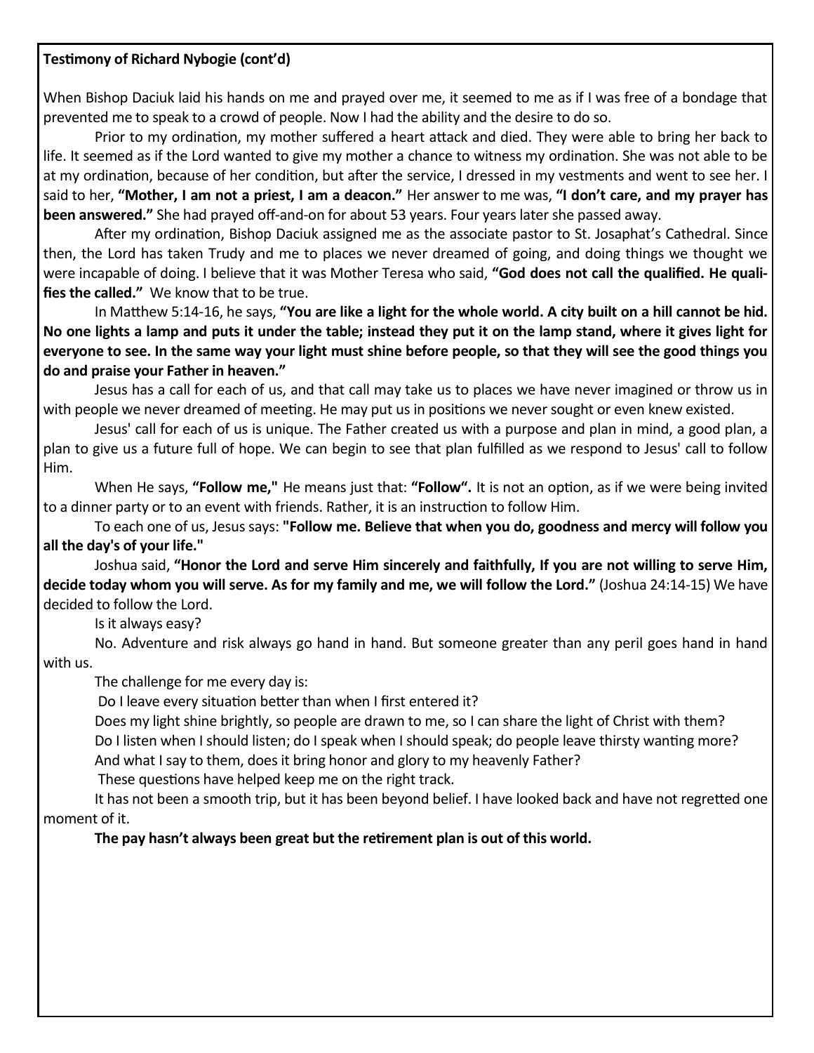**Testimony of Richard Nybogie (cont'd)**

When Bishop Daciuk laid his hands on me and prayed over me, it seemed to me as if I was free of a bondage that prevented me to speak to a crowd of people. Now I had the ability and the desire to do so.

Prior to my ordination, my mother suffered a heart attack and died. They were able to bring her back to life. It seemed as if the Lord wanted to give my mother a chance to witness my ordination. She was not able to be at my ordination, because of her condition, but after the service, I dressed in my vestments and went to see her. I said to her, **"Mother, I am not a priest, I am a deacon."** Her answer to me was, **"I don't care, and my prayer has been answered."** She had prayed off-and-on for about 53 years. Four years later she passed away.

After my ordination, Bishop Daciuk assigned me as the associate pastor to St. Josaphat's Cathedral. Since then, the Lord has taken Trudy and me to places we never dreamed of going, and doing things we thought we were incapable of doing. I believe that it was Mother Teresa who said, **"God does not call the qualified. He qualifies the called."** We know that to be true.

In Matthew 5:14-16, he says, **"You are like a light for the whole world. A city built on a hill cannot be hid. No one lights a lamp and puts it under the table; instead they put it on the lamp stand, where it gives light for everyone to see. In the same way your light must shine before people, so that they will see the good things you do and praise your Father in heaven."**

Jesus has a call for each of us, and that call may take us to places we have never imagined or throw us in with people we never dreamed of meeting. He may put us in positions we never sought or even knew existed.

Jesus' call for each of us is unique. The Father created us with a purpose and plan in mind, a good plan, a plan to give us a future full of hope. We can begin to see that plan fulfilled as we respond to Jesus' call to follow Him.

When He says, **"Follow me,"** He means just that: **"Follow".** It is not an option, as if we were being invited to a dinner party or to an event with friends. Rather, it is an instruction to follow Him.

To each one of us, Jesus says: **"Follow me. Believe that when you do, goodness and mercy will follow you all the day's of your life."**

Joshua said, **"Honor the Lord and serve Him sincerely and faithfully, If you are not willing to serve Him, decide today whom you will serve. As for my family and me, we will follow the Lord."** (Joshua 24:14-15) We have decided to follow the Lord.

Is it always easy?

No. Adventure and risk always go hand in hand. But someone greater than any peril goes hand in hand with us.

The challenge for me every day is:

Do I leave every situation better than when I first entered it?

Does my light shine brightly, so people are drawn to me, so I can share the light of Christ with them?

Do I listen when I should listen; do I speak when I should speak; do people leave thirsty wanting more?

And what I say to them, does it bring honor and glory to my heavenly Father?

These questions have helped keep me on the right track.

It has not been a smooth trip, but it has been beyond belief. I have looked back and have not regretted one moment of it.

**The pay hasn't always been great but the retirement plan is out of this world.**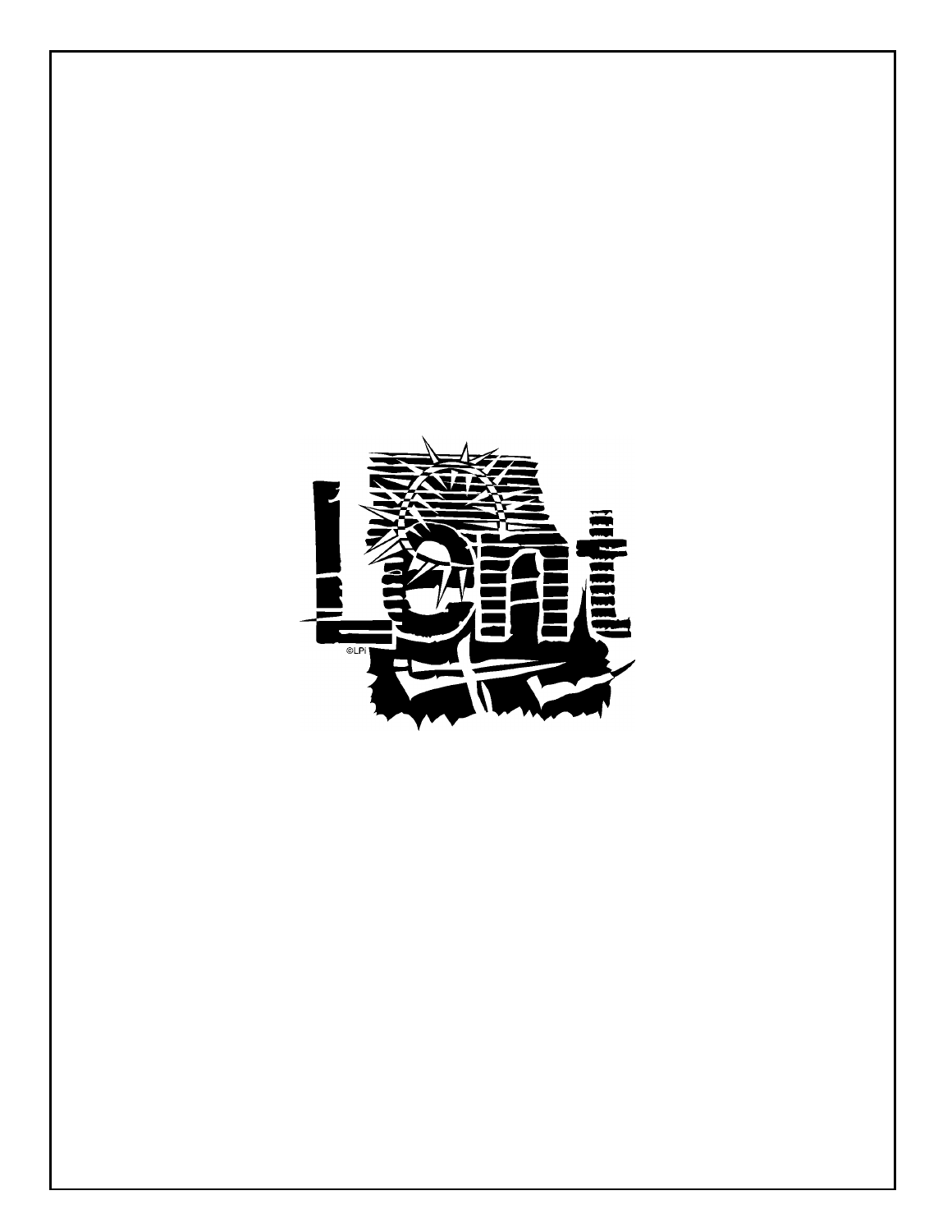Lent

©LPi